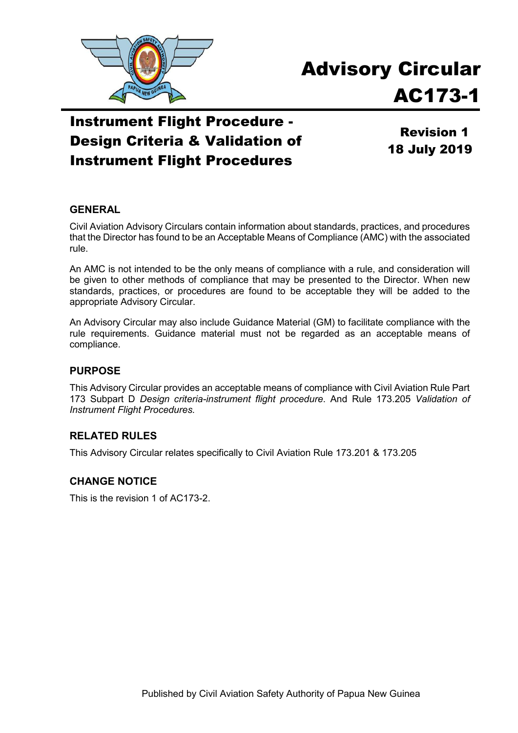# Advisory Circular AC173-1

## Instrument Flight Procedure - Design Criteria & Validation of Instrument Flight Procedures

**Revision 1**
**18 July 2019**

### GENERAL

Civil Aviation Advisory Circulars contain information about standards, practices, and procedures that the Director has found to be an Acceptable Means of Compliance (AMC) with the associated rule.

An AMC is not intended to be the only means of compliance with a rule, and consideration will be given to other methods of compliance that may be presented to the Director. When new standards, practices, or procedures are found to be acceptable they will be added to the appropriate Advisory Circular.

An Advisory Circular may also include Guidance Material (GM) to facilitate compliance with the rule requirements. Guidance material must not be regarded as an acceptable means of compliance.

### PURPOSE

This Advisory Circular provides an acceptable means of compliance with Civil Aviation Rule Part 173 Subpart D *Design criteria-instrument flight procedure*. And Rule 173.205 *Validation of Instrument Flight Procedures.*

### RELATED RULES

This Advisory Circular relates specifically to Civil Aviation Rule 173.201 & 173.205

### CHANGE NOTICE

This is the revision 1 of AC173-2.

Published by Civil Aviation Safety Authority of Papua New Guinea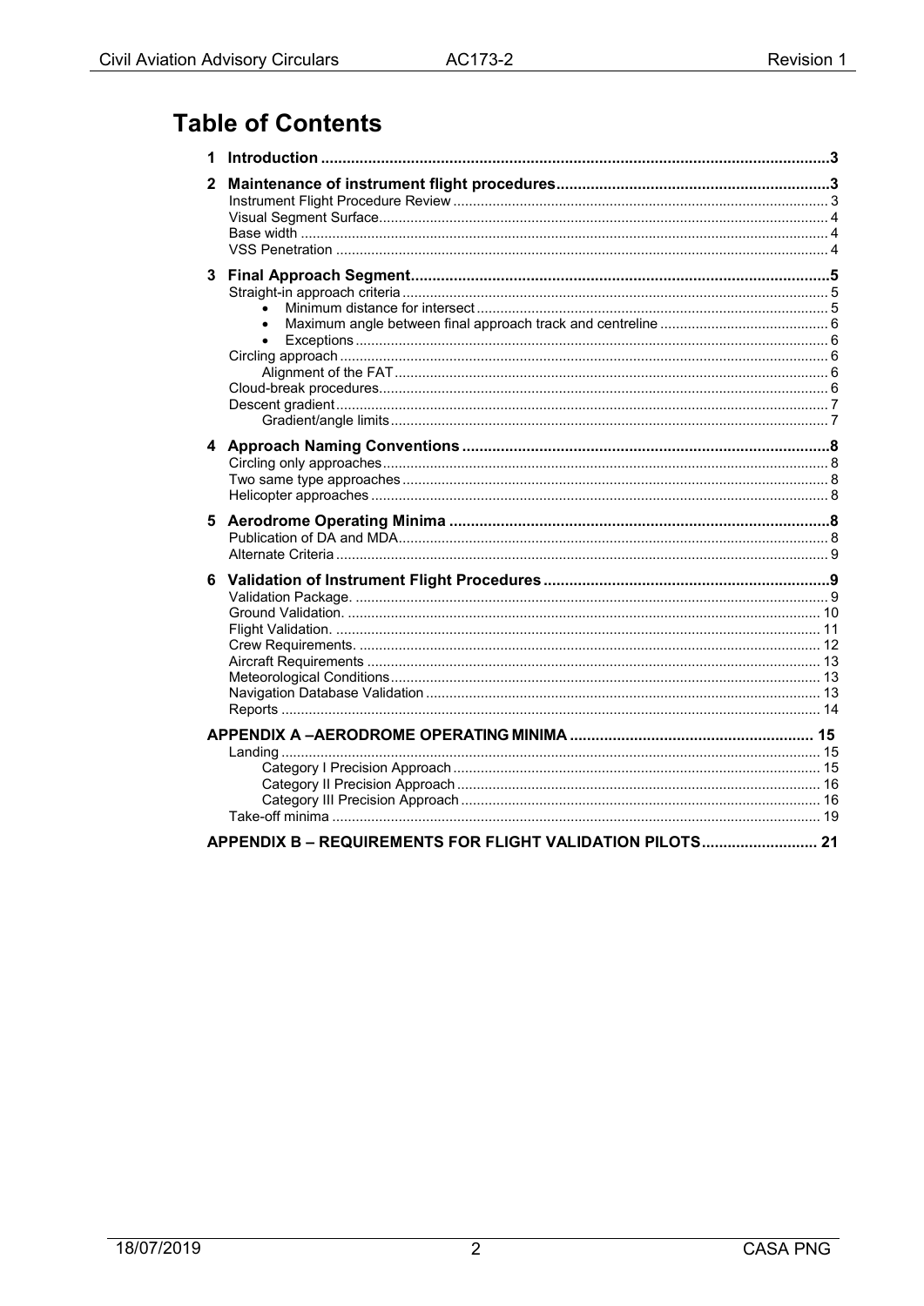# Table of Contents

**1 Introduction** .......... **3**

**2 Maintenance of instrument flight procedures** .......... **3**

- Instrument Flight Procedure Review .......... 3
- Visual Segment Surface .......... 4
- Base width .......... 4
- VSS Penetration .......... 4

**3 Final Approach Segment** .......... **5**

- Straight-in approach criteria .......... 5
  - Minimum distance for intersect .......... 5
  - Maximum angle between final approach track and centreline .......... 6
  - Exceptions .......... 6
- Circling approach .......... 6
  - Alignment of the FAT .......... 6
- Cloud-break procedures .......... 6
- Descent gradient .......... 7
  - Gradient/angle limits .......... 7

**4 Approach Naming Conventions** .......... **8**

- Circling only approaches .......... 8
- Two same type approaches .......... 8
- Helicopter approaches .......... 8

**5 Aerodrome Operating Minima** .......... **8**

- Publication of DA and MDA .......... 8
- Alternate Criteria .......... 9

**6 Validation of Instrument Flight Procedures** .......... **9**

- Validation Package. .......... 9
- Ground Validation. .......... 10
- Flight Validation. .......... 11
- Crew Requirements. .......... 12
- Aircraft Requirements .......... 13
- Meteorological Conditions .......... 13
- Navigation Database Validation .......... 13
- Reports .......... 14

**APPENDIX A –AERODROME OPERATING MINIMA** .......... **15**

- Landing .......... 15
  - Category I Precision Approach .......... 15
  - Category II Precision Approach .......... 16
  - Category III Precision Approach .......... 16
- Take-off minima .......... 19

**APPENDIX B – REQUIREMENTS FOR FLIGHT VALIDATION PILOTS** .......... **21**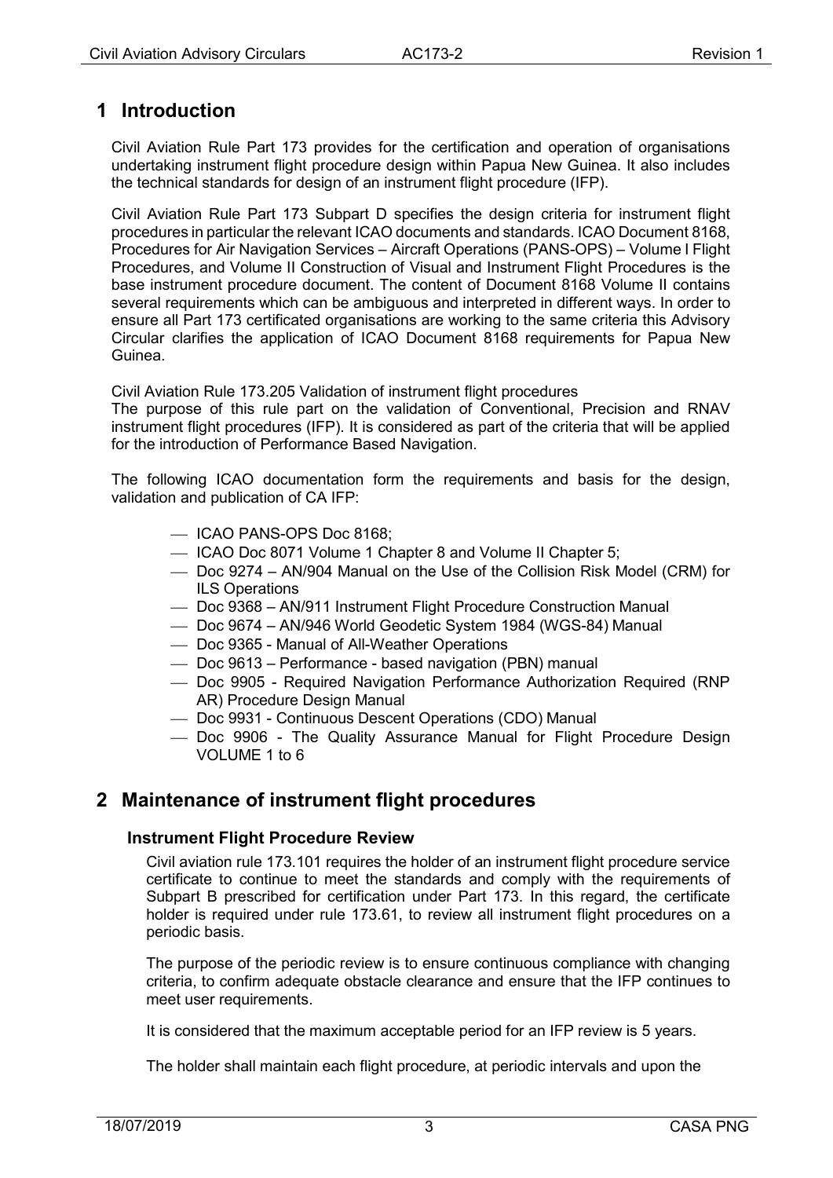# 1 Introduction

Civil Aviation Rule Part 173 provides for the certification and operation of organisations undertaking instrument flight procedure design within Papua New Guinea. It also includes the technical standards for design of an instrument flight procedure (IFP).

Civil Aviation Rule Part 173 Subpart D specifies the design criteria for instrument flight procedures in particular the relevant ICAO documents and standards. ICAO Document 8168, Procedures for Air Navigation Services – Aircraft Operations (PANS-OPS) – Volume I Flight Procedures, and Volume II Construction of Visual and Instrument Flight Procedures is the base instrument procedure document. The content of Document 8168 Volume II contains several requirements which can be ambiguous and interpreted in different ways. In order to ensure all Part 173 certificated organisations are working to the same criteria this Advisory Circular clarifies the application of ICAO Document 8168 requirements for Papua New Guinea.

Civil Aviation Rule 173.205 Validation of instrument flight procedures
The purpose of this rule part on the validation of Conventional, Precision and RNAV instrument flight procedures (IFP). It is considered as part of the criteria that will be applied for the introduction of Performance Based Navigation.

The following ICAO documentation form the requirements and basis for the design, validation and publication of CA IFP:

- ICAO PANS-OPS Doc 8168;
- ICAO Doc 8071 Volume 1 Chapter 8 and Volume II Chapter 5;
- Doc 9274 – AN/904 Manual on the Use of the Collision Risk Model (CRM) for ILS Operations
- Doc 9368 – AN/911 Instrument Flight Procedure Construction Manual
- Doc 9674 – AN/946 World Geodetic System 1984 (WGS-84) Manual
- Doc 9365 - Manual of All-Weather Operations
- Doc 9613 – Performance - based navigation (PBN) manual
- Doc 9905 - Required Navigation Performance Authorization Required (RNP AR) Procedure Design Manual
- Doc 9931 - Continuous Descent Operations (CDO) Manual
- Doc 9906 - The Quality Assurance Manual for Flight Procedure Design VOLUME 1 to 6

# 2 Maintenance of instrument flight procedures

### Instrument Flight Procedure Review

Civil aviation rule 173.101 requires the holder of an instrument flight procedure service certificate to continue to meet the standards and comply with the requirements of Subpart B prescribed for certification under Part 173. In this regard, the certificate holder is required under rule 173.61, to review all instrument flight procedures on a periodic basis.

The purpose of the periodic review is to ensure continuous compliance with changing criteria, to confirm adequate obstacle clearance and ensure that the IFP continues to meet user requirements.

It is considered that the maximum acceptable period for an IFP review is 5 years.

The holder shall maintain each flight procedure, at periodic intervals and upon the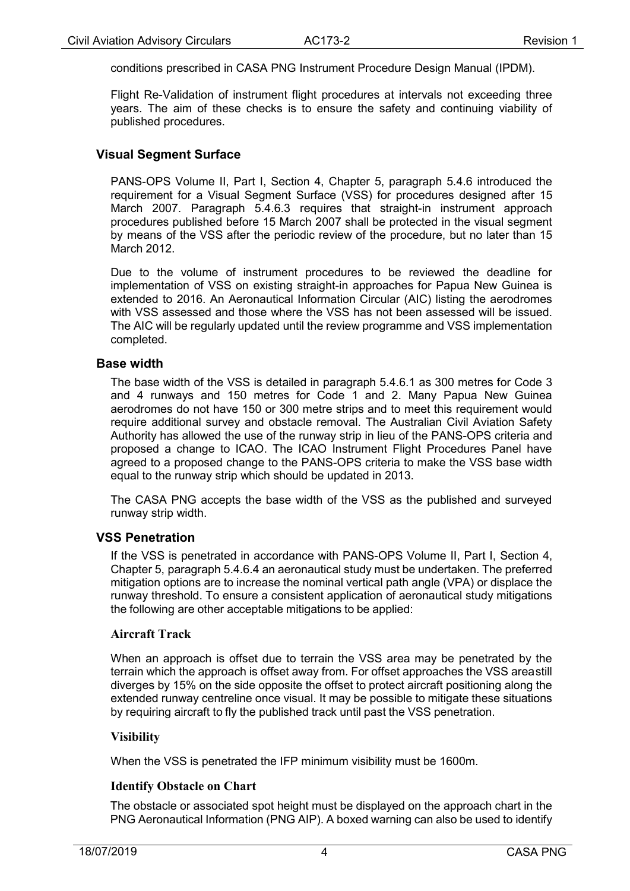conditions prescribed in CASA PNG Instrument Procedure Design Manual (IPDM).

Flight Re-Validation of instrument flight procedures at intervals not exceeding three years. The aim of these checks is to ensure the safety and continuing viability of published procedures.

## Visual Segment Surface

PANS-OPS Volume II, Part I, Section 4, Chapter 5, paragraph 5.4.6 introduced the requirement for a Visual Segment Surface (VSS) for procedures designed after 15 March 2007. Paragraph 5.4.6.3 requires that straight-in instrument approach procedures published before 15 March 2007 shall be protected in the visual segment by means of the VSS after the periodic review of the procedure, but no later than 15 March 2012.

Due to the volume of instrument procedures to be reviewed the deadline for implementation of VSS on existing straight-in approaches for Papua New Guinea is extended to 2016. An Aeronautical Information Circular (AIC) listing the aerodromes with VSS assessed and those where the VSS has not been assessed will be issued. The AIC will be regularly updated until the review programme and VSS implementation completed.

### Base width

The base width of the VSS is detailed in paragraph 5.4.6.1 as 300 metres for Code 3 and 4 runways and 150 metres for Code 1 and 2. Many Papua New Guinea aerodromes do not have 150 or 300 metre strips and to meet this requirement would require additional survey and obstacle removal. The Australian Civil Aviation Safety Authority has allowed the use of the runway strip in lieu of the PANS-OPS criteria and proposed a change to ICAO. The ICAO Instrument Flight Procedures Panel have agreed to a proposed change to the PANS-OPS criteria to make the VSS base width equal to the runway strip which should be updated in 2013.

The CASA PNG accepts the base width of the VSS as the published and surveyed runway strip width.

## VSS Penetration

If the VSS is penetrated in accordance with PANS-OPS Volume II, Part I, Section 4, Chapter 5, paragraph 5.4.6.4 an aeronautical study must be undertaken. The preferred mitigation options are to increase the nominal vertical path angle (VPA) or displace the runway threshold. To ensure a consistent application of aeronautical study mitigations the following are other acceptable mitigations to be applied:

### Aircraft Track

When an approach is offset due to terrain the VSS area may be penetrated by the terrain which the approach is offset away from. For offset approaches the VSS areastill diverges by 15% on the side opposite the offset to protect aircraft positioning along the extended runway centreline once visual. It may be possible to mitigate these situations by requiring aircraft to fly the published track until past the VSS penetration.

### Visibility

When the VSS is penetrated the IFP minimum visibility must be 1600m.

### Identify Obstacle on Chart

The obstacle or associated spot height must be displayed on the approach chart in the PNG Aeronautical Information (PNG AIP). A boxed warning can also be used to identify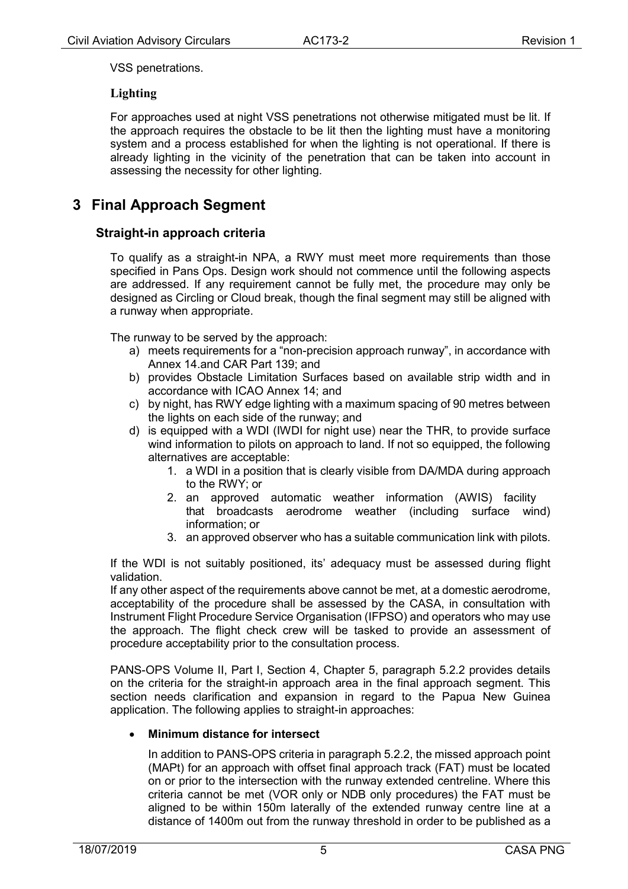VSS penetrations.

**Lighting**

For approaches used at night VSS penetrations not otherwise mitigated must be lit. If the approach requires the obstacle to be lit then the lighting must have a monitoring system and a process established for when the lighting is not operational. If there is already lighting in the vicinity of the penetration that can be taken into account in assessing the necessity for other lighting.

# 3 Final Approach Segment

## Straight-in approach criteria

To qualify as a straight-in NPA, a RWY must meet more requirements than those specified in Pans Ops. Design work should not commence until the following aspects are addressed. If any requirement cannot be fully met, the procedure may only be designed as Circling or Cloud break, though the final segment may still be aligned with a runway when appropriate.

The runway to be served by the approach:

a) meets requirements for a "non-precision approach runway", in accordance with Annex 14.and CAR Part 139; and
b) provides Obstacle Limitation Surfaces based on available strip width and in accordance with ICAO Annex 14; and
c) by night, has RWY edge lighting with a maximum spacing of 90 metres between the lights on each side of the runway; and
d) is equipped with a WDI (IWDI for night use) near the THR, to provide surface wind information to pilots on approach to land. If not so equipped, the following alternatives are acceptable:
    1. a WDI in a position that is clearly visible from DA/MDA during approach to the RWY; or
    2. an approved automatic weather information (AWIS) facility that broadcasts aerodrome weather (including surface wind) information; or
    3. an approved observer who has a suitable communication link with pilots.

If the WDI is not suitably positioned, its' adequacy must be assessed during flight validation.
If any other aspect of the requirements above cannot be met, at a domestic aerodrome, acceptability of the procedure shall be assessed by the CASA, in consultation with Instrument Flight Procedure Service Organisation (IFPSO) and operators who may use the approach. The flight check crew will be tasked to provide an assessment of procedure acceptability prior to the consultation process.

PANS-OPS Volume II, Part I, Section 4, Chapter 5, paragraph 5.2.2 provides details on the criteria for the straight-in approach area in the final approach segment. This section needs clarification and expansion in regard to the Papua New Guinea application. The following applies to straight-in approaches:

- **Minimum distance for intersect**

  In addition to PANS-OPS criteria in paragraph 5.2.2, the missed approach point (MAPt) for an approach with offset final approach track (FAT) must be located on or prior to the intersection with the runway extended centreline. Where this criteria cannot be met (VOR only or NDB only procedures) the FAT must be aligned to be within 150m laterally of the extended runway centre line at a distance of 1400m out from the runway threshold in order to be published as a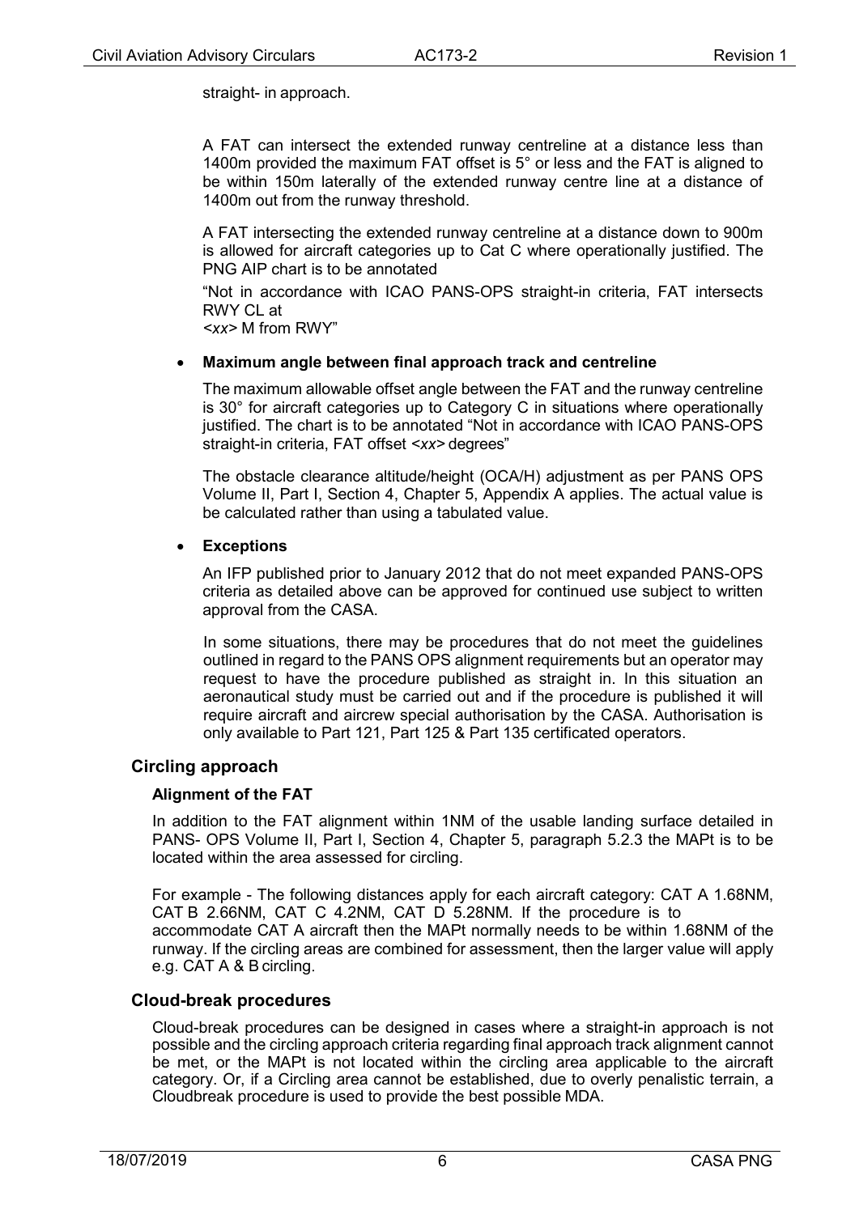straight- in approach.

A FAT can intersect the extended runway centreline at a distance less than 1400m provided the maximum FAT offset is 5° or less and the FAT is aligned to be within 150m laterally of the extended runway centre line at a distance of 1400m out from the runway threshold.

A FAT intersecting the extended runway centreline at a distance down to 900m is allowed for aircraft categories up to Cat C where operationally justified. The PNG AIP chart is to be annotated

"Not in accordance with ICAO PANS-OPS straight-in criteria, FAT intersects RWY CL at
*<xx>* M from RWY"

- **Maximum angle between final approach track and centreline**

  The maximum allowable offset angle between the FAT and the runway centreline is 30° for aircraft categories up to Category C in situations where operationally justified. The chart is to be annotated "Not in accordance with ICAO PANS-OPS straight-in criteria, FAT offset *<xx>* degrees"

  The obstacle clearance altitude/height (OCA/H) adjustment as per PANS OPS Volume II, Part I, Section 4, Chapter 5, Appendix A applies. The actual value is be calculated rather than using a tabulated value.

- **Exceptions**

  An IFP published prior to January 2012 that do not meet expanded PANS-OPS criteria as detailed above can be approved for continued use subject to written approval from the CASA.

  In some situations, there may be procedures that do not meet the guidelines outlined in regard to the PANS OPS alignment requirements but an operator may request to have the procedure published as straight in. In this situation an aeronautical study must be carried out and if the procedure is published it will require aircraft and aircrew special authorisation by the CASA. Authorisation is only available to Part 121, Part 125 & Part 135 certificated operators.

## Circling approach

### Alignment of the FAT

In addition to the FAT alignment within 1NM of the usable landing surface detailed in PANS- OPS Volume II, Part I, Section 4, Chapter 5, paragraph 5.2.3 the MAPt is to be located within the area assessed for circling.

For example - The following distances apply for each aircraft category: CAT A 1.68NM, CAT B 2.66NM, CAT C 4.2NM, CAT D 5.28NM. If the procedure is to accommodate CAT A aircraft then the MAPt normally needs to be within 1.68NM of the runway. If the circling areas are combined for assessment, then the larger value will apply e.g. CAT A & B circling.

## Cloud-break procedures

Cloud-break procedures can be designed in cases where a straight-in approach is not possible and the circling approach criteria regarding final approach track alignment cannot be met, or the MAPt is not located within the circling area applicable to the aircraft category. Or, if a Circling area cannot be established, due to overly penalistic terrain, a Cloudbreak procedure is used to provide the best possible MDA.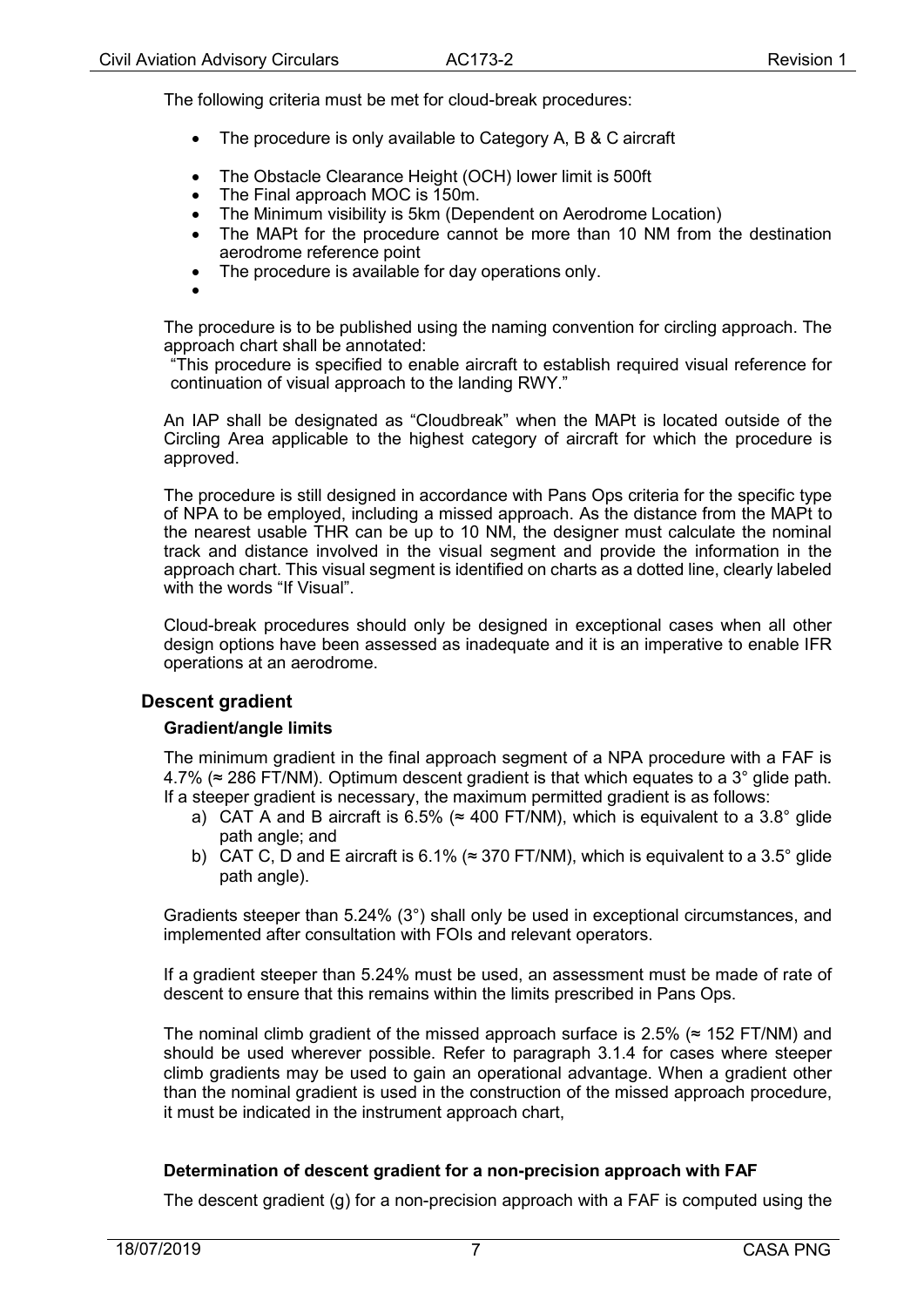The following criteria must be met for cloud-break procedures:

- The procedure is only available to Category A, B & C aircraft
- The Obstacle Clearance Height (OCH) lower limit is 500ft
- The Final approach MOC is 150m.
- The Minimum visibility is 5km (Dependent on Aerodrome Location)
- The MAPt for the procedure cannot be more than 10 NM from the destination aerodrome reference point
- The procedure is available for day operations only.

The procedure is to be published using the naming convention for circling approach. The approach chart shall be annotated:

"This procedure is specified to enable aircraft to establish required visual reference for continuation of visual approach to the landing RWY."

An IAP shall be designated as "Cloudbreak" when the MAPt is located outside of the Circling Area applicable to the highest category of aircraft for which the procedure is approved.

The procedure is still designed in accordance with Pans Ops criteria for the specific type of NPA to be employed, including a missed approach. As the distance from the MAPt to the nearest usable THR can be up to 10 NM, the designer must calculate the nominal track and distance involved in the visual segment and provide the information in the approach chart. This visual segment is identified on charts as a dotted line, clearly labeled with the words "If Visual".

Cloud-break procedures should only be designed in exceptional cases when all other design options have been assessed as inadequate and it is an imperative to enable IFR operations at an aerodrome.

## Descent gradient

### Gradient/angle limits

The minimum gradient in the final approach segment of a NPA procedure with a FAF is 4.7% (≈ 286 FT/NM). Optimum descent gradient is that which equates to a 3° glide path. If a steeper gradient is necessary, the maximum permitted gradient is as follows:

a) CAT A and B aircraft is 6.5% (≈ 400 FT/NM), which is equivalent to a 3.8° glide path angle; and
b) CAT C, D and E aircraft is 6.1% (≈ 370 FT/NM), which is equivalent to a 3.5° glide path angle).

Gradients steeper than 5.24% (3°) shall only be used in exceptional circumstances, and implemented after consultation with FOIs and relevant operators.

If a gradient steeper than 5.24% must be used, an assessment must be made of rate of descent to ensure that this remains within the limits prescribed in Pans Ops.

The nominal climb gradient of the missed approach surface is 2.5% (≈ 152 FT/NM) and should be used wherever possible. Refer to paragraph 3.1.4 for cases where steeper climb gradients may be used to gain an operational advantage. When a gradient other than the nominal gradient is used in the construction of the missed approach procedure, it must be indicated in the instrument approach chart,

### Determination of descent gradient for a non-precision approach with FAF

The descent gradient (g) for a non-precision approach with a FAF is computed using the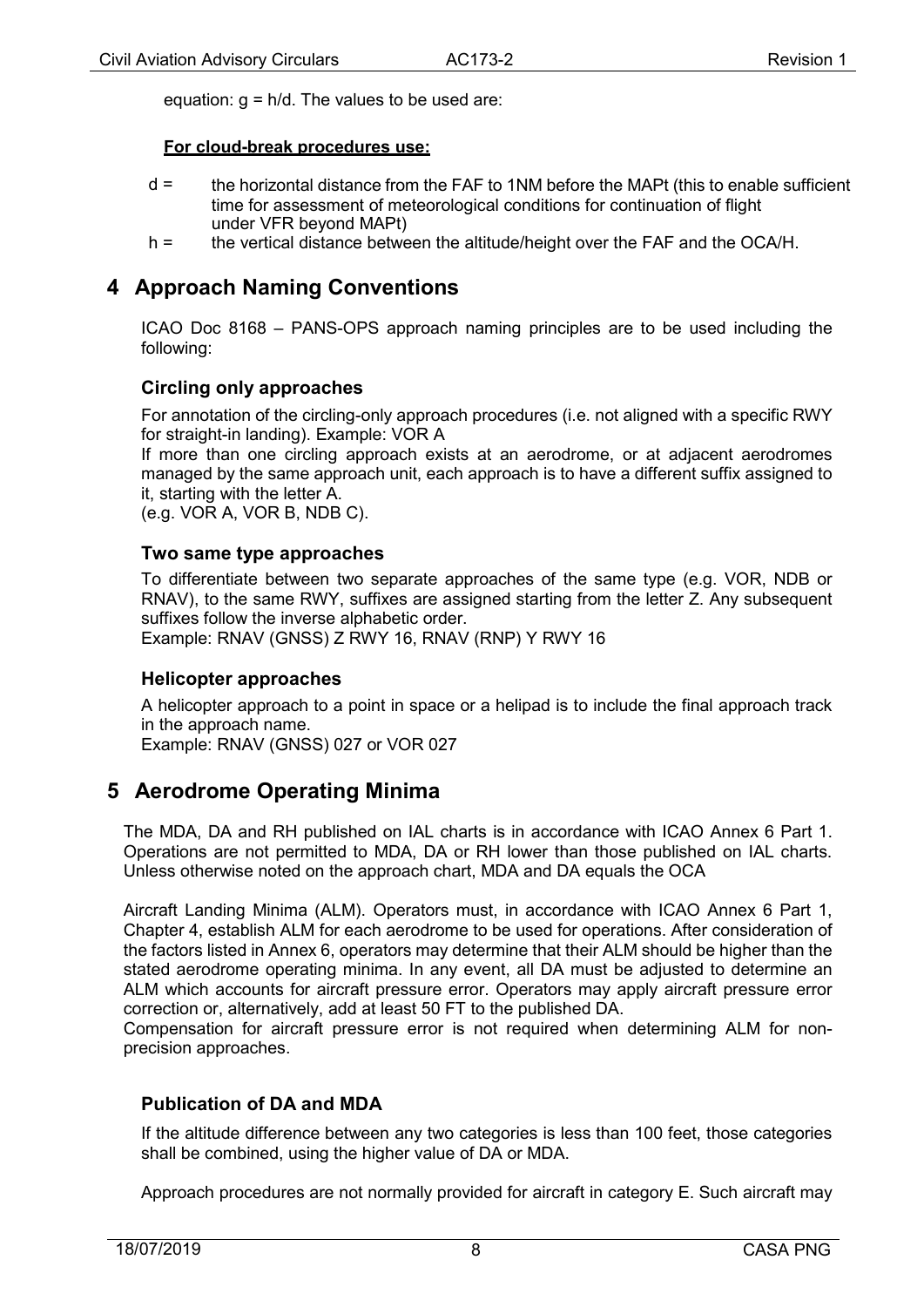equation: $g = h/d$. The values to be used are:

**For cloud-break procedures use:**

- d = the horizontal distance from the FAF to 1NM before the MAPt (this to enable sufficient time for assessment of meteorological conditions for continuation of flight under VFR beyond MAPt)
- h = the vertical distance between the altitude/height over the FAF and the OCA/H.

# 4 Approach Naming Conventions

ICAO Doc 8168 – PANS-OPS approach naming principles are to be used including the following:

### Circling only approaches

For annotation of the circling-only approach procedures (i.e. not aligned with a specific RWY for straight-in landing). Example: VOR A

If more than one circling approach exists at an aerodrome, or at adjacent aerodromes managed by the same approach unit, each approach is to have a different suffix assigned to it, starting with the letter A.

(e.g. VOR A, VOR B, NDB C).

### Two same type approaches

To differentiate between two separate approaches of the same type (e.g. VOR, NDB or RNAV), to the same RWY, suffixes are assigned starting from the letter Z. Any subsequent suffixes follow the inverse alphabetic order.

Example: RNAV (GNSS) Z RWY 16, RNAV (RNP) Y RWY 16

### Helicopter approaches

A helicopter approach to a point in space or a helipad is to include the final approach track in the approach name.

Example: RNAV (GNSS) 027 or VOR 027

# 5 Aerodrome Operating Minima

The MDA, DA and RH published on IAL charts is in accordance with ICAO Annex 6 Part 1. Operations are not permitted to MDA, DA or RH lower than those published on IAL charts. Unless otherwise noted on the approach chart, MDA and DA equals the OCA

Aircraft Landing Minima (ALM). Operators must, in accordance with ICAO Annex 6 Part 1, Chapter 4, establish ALM for each aerodrome to be used for operations. After consideration of the factors listed in Annex 6, operators may determine that their ALM should be higher than the stated aerodrome operating minima. In any event, all DA must be adjusted to determine an ALM which accounts for aircraft pressure error. Operators may apply aircraft pressure error correction or, alternatively, add at least 50 FT to the published DA.

Compensation for aircraft pressure error is not required when determining ALM for non-precision approaches.

### Publication of DA and MDA

If the altitude difference between any two categories is less than 100 feet, those categories shall be combined, using the higher value of DA or MDA.

Approach procedures are not normally provided for aircraft in category E. Such aircraft may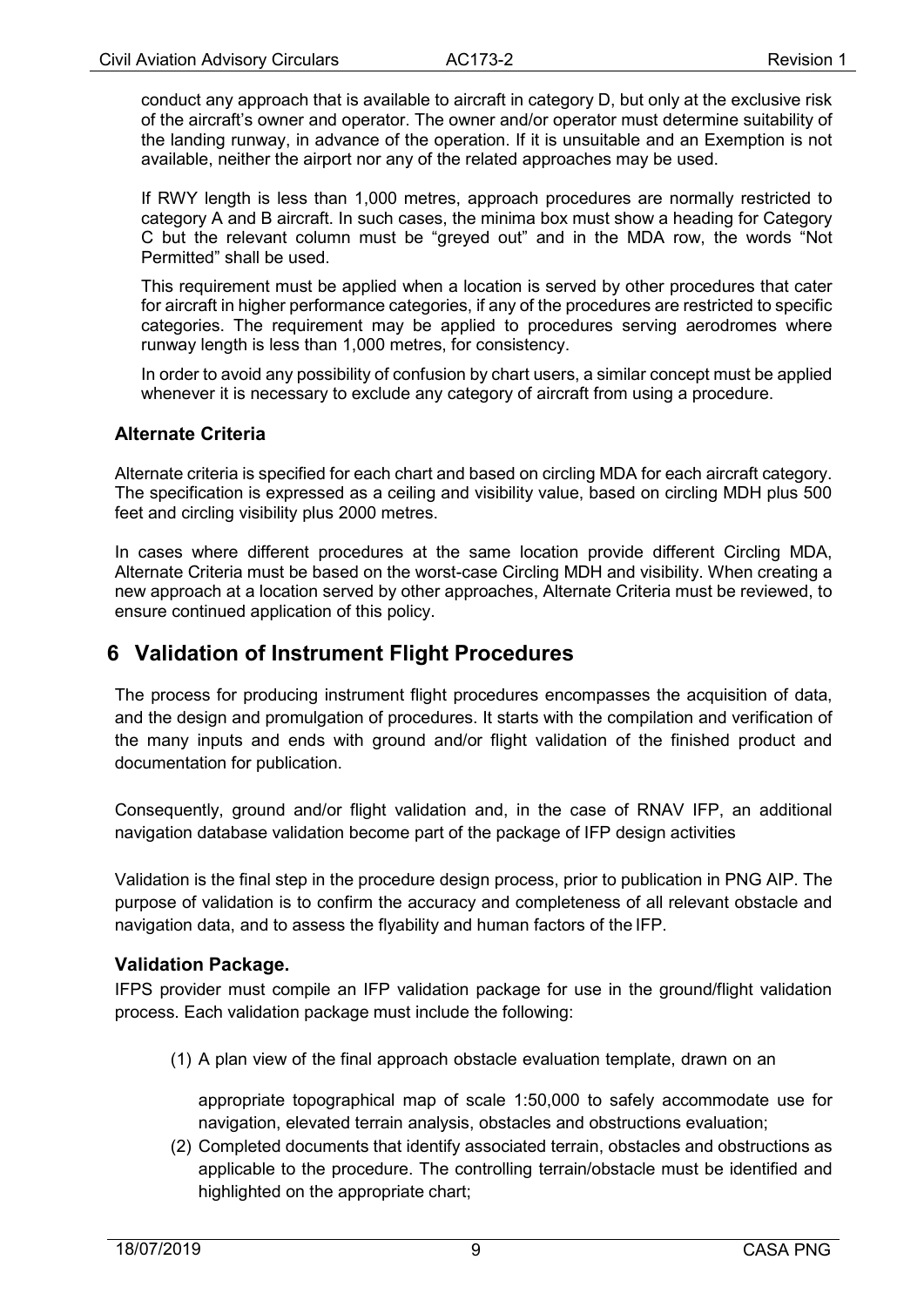conduct any approach that is available to aircraft in category D, but only at the exclusive risk of the aircraft's owner and operator. The owner and/or operator must determine suitability of the landing runway, in advance of the operation. If it is unsuitable and an Exemption is not available, neither the airport nor any of the related approaches may be used.

If RWY length is less than 1,000 metres, approach procedures are normally restricted to category A and B aircraft. In such cases, the minima box must show a heading for Category C but the relevant column must be "greyed out" and in the MDA row, the words "Not Permitted" shall be used.

This requirement must be applied when a location is served by other procedures that cater for aircraft in higher performance categories, if any of the procedures are restricted to specific categories. The requirement may be applied to procedures serving aerodromes where runway length is less than 1,000 metres, for consistency.

In order to avoid any possibility of confusion by chart users, a similar concept must be applied whenever it is necessary to exclude any category of aircraft from using a procedure.

### Alternate Criteria

Alternate criteria is specified for each chart and based on circling MDA for each aircraft category. The specification is expressed as a ceiling and visibility value, based on circling MDH plus 500 feet and circling visibility plus 2000 metres.

In cases where different procedures at the same location provide different Circling MDA, Alternate Criteria must be based on the worst-case Circling MDH and visibility. When creating a new approach at a location served by other approaches, Alternate Criteria must be reviewed, to ensure continued application of this policy.

## 6 Validation of Instrument Flight Procedures

The process for producing instrument flight procedures encompasses the acquisition of data, and the design and promulgation of procedures. It starts with the compilation and verification of the many inputs and ends with ground and/or flight validation of the finished product and documentation for publication.

Consequently, ground and/or flight validation and, in the case of RNAV IFP, an additional navigation database validation become part of the package of IFP design activities

Validation is the final step in the procedure design process, prior to publication in PNG AIP. The purpose of validation is to confirm the accuracy and completeness of all relevant obstacle and navigation data, and to assess the flyability and human factors of the IFP.

### Validation Package.

IFPS provider must compile an IFP validation package for use in the ground/flight validation process. Each validation package must include the following:

(1) A plan view of the final approach obstacle evaluation template, drawn on an

appropriate topographical map of scale 1:50,000 to safely accommodate use for navigation, elevated terrain analysis, obstacles and obstructions evaluation;

(2) Completed documents that identify associated terrain, obstacles and obstructions as applicable to the procedure. The controlling terrain/obstacle must be identified and highlighted on the appropriate chart;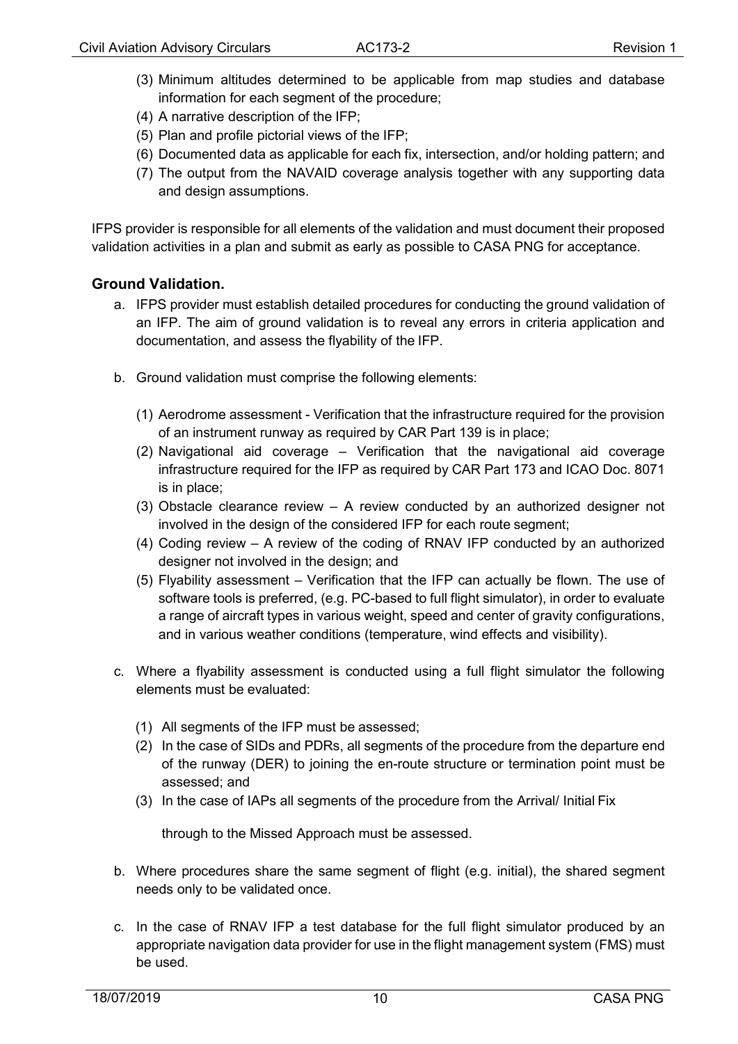(3) Minimum altitudes determined to be applicable from map studies and database information for each segment of the procedure;
(4) A narrative description of the IFP;
(5) Plan and profile pictorial views of the IFP;
(6) Documented data as applicable for each fix, intersection, and/or holding pattern; and
(7) The output from the NAVAID coverage analysis together with any supporting data and design assumptions.

IFPS provider is responsible for all elements of the validation and must document their proposed validation activities in a plan and submit as early as possible to CASA PNG for acceptance.

### Ground Validation.

a. IFPS provider must establish detailed procedures for conducting the ground validation of an IFP. The aim of ground validation is to reveal any errors in criteria application and documentation, and assess the flyability of the IFP.

b. Ground validation must comprise the following elements:

(1) Aerodrome assessment - Verification that the infrastructure required for the provision of an instrument runway as required by CAR Part 139 is in place;
(2) Navigational aid coverage – Verification that the navigational aid coverage infrastructure required for the IFP as required by CAR Part 173 and ICAO Doc. 8071 is in place;
(3) Obstacle clearance review – A review conducted by an authorized designer not involved in the design of the considered IFP for each route segment;
(4) Coding review – A review of the coding of RNAV IFP conducted by an authorized designer not involved in the design; and
(5) Flyability assessment – Verification that the IFP can actually be flown. The use of software tools is preferred, (e.g. PC-based to full flight simulator), in order to evaluate a range of aircraft types in various weight, speed and center of gravity configurations, and in various weather conditions (temperature, wind effects and visibility).

c. Where a flyability assessment is conducted using a full flight simulator the following elements must be evaluated:

(1) All segments of the IFP must be assessed;
(2) In the case of SIDs and PDRs, all segments of the procedure from the departure end of the runway (DER) to joining the en-route structure or termination point must be assessed; and
(3) In the case of IAPs all segments of the procedure from the Arrival/ Initial Fix

through to the Missed Approach must be assessed.

b. Where procedures share the same segment of flight (e.g. initial), the shared segment needs only to be validated once.

c. In the case of RNAV IFP a test database for the full flight simulator produced by an appropriate navigation data provider for use in the flight management system (FMS) must be used.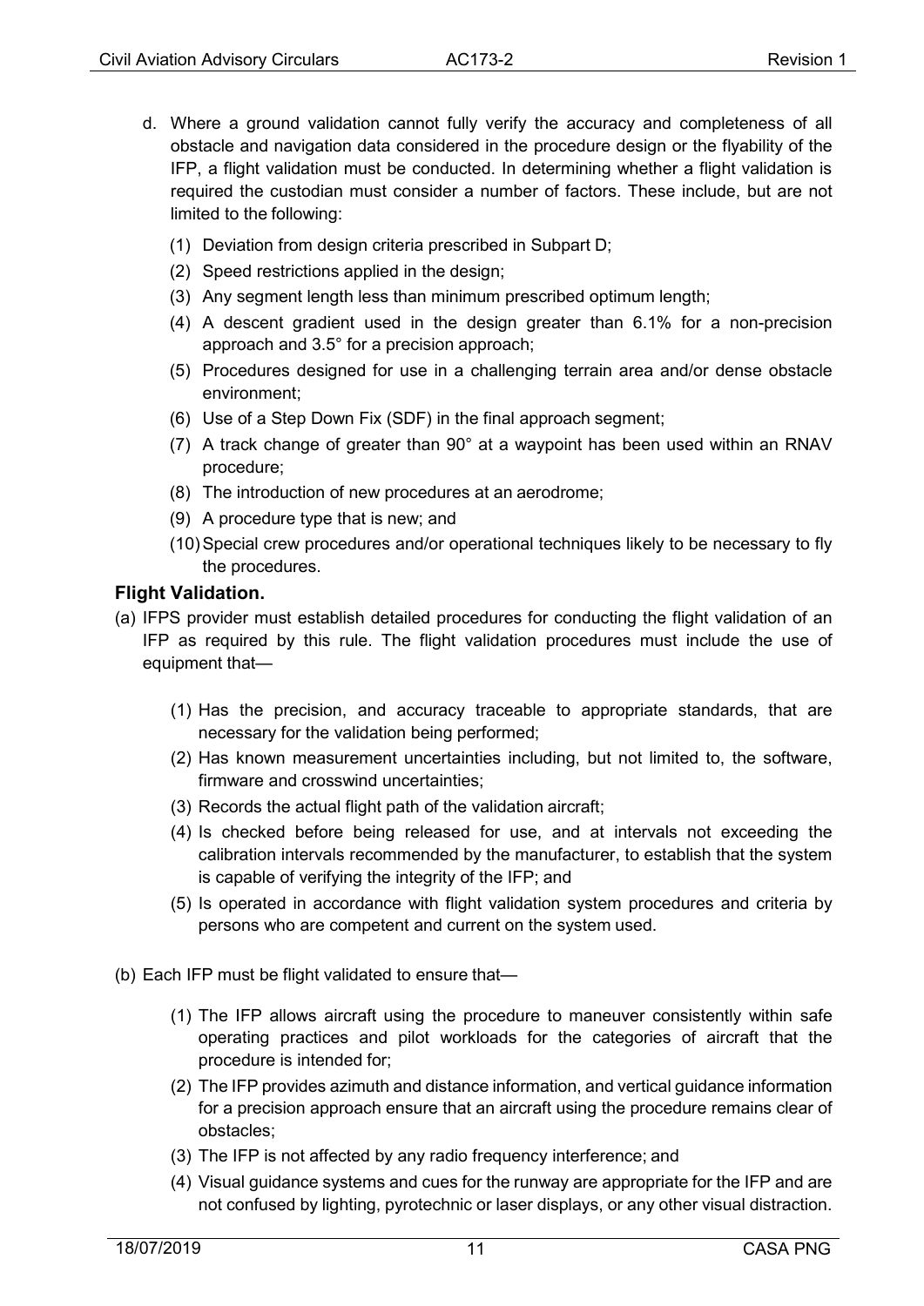d. Where a ground validation cannot fully verify the accuracy and completeness of all obstacle and navigation data considered in the procedure design or the flyability of the IFP, a flight validation must be conducted. In determining whether a flight validation is required the custodian must consider a number of factors. These include, but are not limited to the following:

   (1) Deviation from design criteria prescribed in Subpart D;

   (2) Speed restrictions applied in the design;

   (3) Any segment length less than minimum prescribed optimum length;

   (4) A descent gradient used in the design greater than 6.1% for a non-precision approach and 3.5° for a precision approach;

   (5) Procedures designed for use in a challenging terrain area and/or dense obstacle environment;

   (6) Use of a Step Down Fix (SDF) in the final approach segment;

   (7) A track change of greater than 90° at a waypoint has been used within an RNAV procedure;

   (8) The introduction of new procedures at an aerodrome;

   (9) A procedure type that is new; and

   (10) Special crew procedures and/or operational techniques likely to be necessary to fly the procedures.

### Flight Validation.

(a) IFPS provider must establish detailed procedures for conducting the flight validation of an IFP as required by this rule. The flight validation procedures must include the use of equipment that—

   (1) Has the precision, and accuracy traceable to appropriate standards, that are necessary for the validation being performed;

   (2) Has known measurement uncertainties including, but not limited to, the software, firmware and crosswind uncertainties;

   (3) Records the actual flight path of the validation aircraft;

   (4) Is checked before being released for use, and at intervals not exceeding the calibration intervals recommended by the manufacturer, to establish that the system is capable of verifying the integrity of the IFP; and

   (5) Is operated in accordance with flight validation system procedures and criteria by persons who are competent and current on the system used.

(b) Each IFP must be flight validated to ensure that—

   (1) The IFP allows aircraft using the procedure to maneuver consistently within safe operating practices and pilot workloads for the categories of aircraft that the procedure is intended for;

   (2) The IFP provides azimuth and distance information, and vertical guidance information for a precision approach ensure that an aircraft using the procedure remains clear of obstacles;

   (3) The IFP is not affected by any radio frequency interference; and

   (4) Visual guidance systems and cues for the runway are appropriate for the IFP and are not confused by lighting, pyrotechnic or laser displays, or any other visual distraction.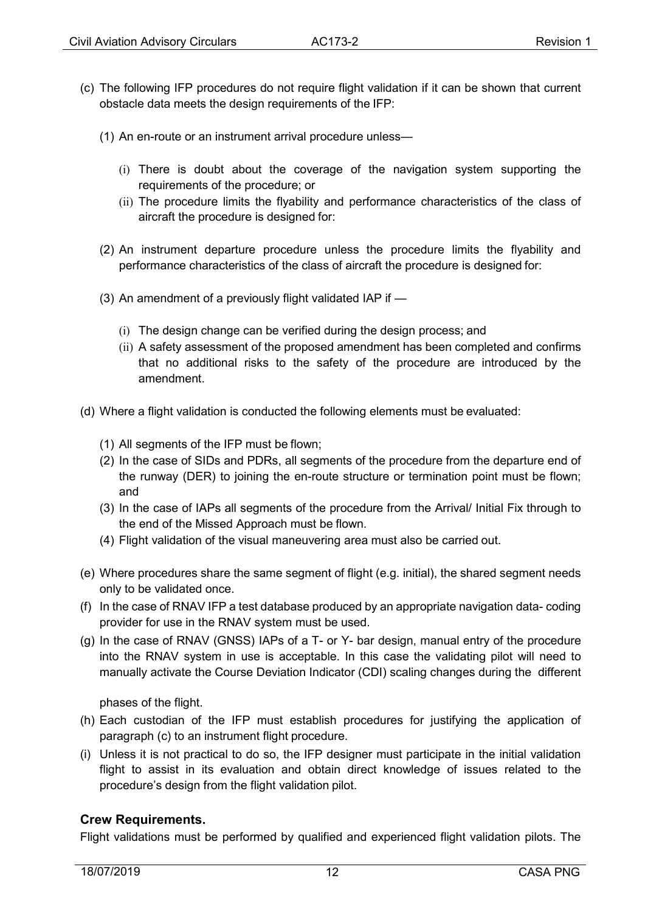(c) The following IFP procedures do not require flight validation if it can be shown that current obstacle data meets the design requirements of the IFP:

(1) An en-route or an instrument arrival procedure unless—

(i) There is doubt about the coverage of the navigation system supporting the requirements of the procedure; or

(ii) The procedure limits the flyability and performance characteristics of the class of aircraft the procedure is designed for:

(2) An instrument departure procedure unless the procedure limits the flyability and performance characteristics of the class of aircraft the procedure is designed for:

(3) An amendment of a previously flight validated IAP if —

(i) The design change can be verified during the design process; and

(ii) A safety assessment of the proposed amendment has been completed and confirms that no additional risks to the safety of the procedure are introduced by the amendment.

(d) Where a flight validation is conducted the following elements must be evaluated:

(1) All segments of the IFP must be flown;

(2) In the case of SIDs and PDRs, all segments of the procedure from the departure end of the runway (DER) to joining the en-route structure or termination point must be flown; and

(3) In the case of IAPs all segments of the procedure from the Arrival/ Initial Fix through to the end of the Missed Approach must be flown.

(4) Flight validation of the visual maneuvering area must also be carried out.

(e) Where procedures share the same segment of flight (e.g. initial), the shared segment needs only to be validated once.

(f) In the case of RNAV IFP a test database produced by an appropriate navigation data- coding provider for use in the RNAV system must be used.

(g) In the case of RNAV (GNSS) IAPs of a T- or Y- bar design, manual entry of the procedure into the RNAV system in use is acceptable. In this case the validating pilot will need to manually activate the Course Deviation Indicator (CDI) scaling changes during the different phases of the flight.

(h) Each custodian of the IFP must establish procedures for justifying the application of paragraph (c) to an instrument flight procedure.

(i) Unless it is not practical to do so, the IFP designer must participate in the initial validation flight to assist in its evaluation and obtain direct knowledge of issues related to the procedure's design from the flight validation pilot.

### Crew Requirements.

Flight validations must be performed by qualified and experienced flight validation pilots. The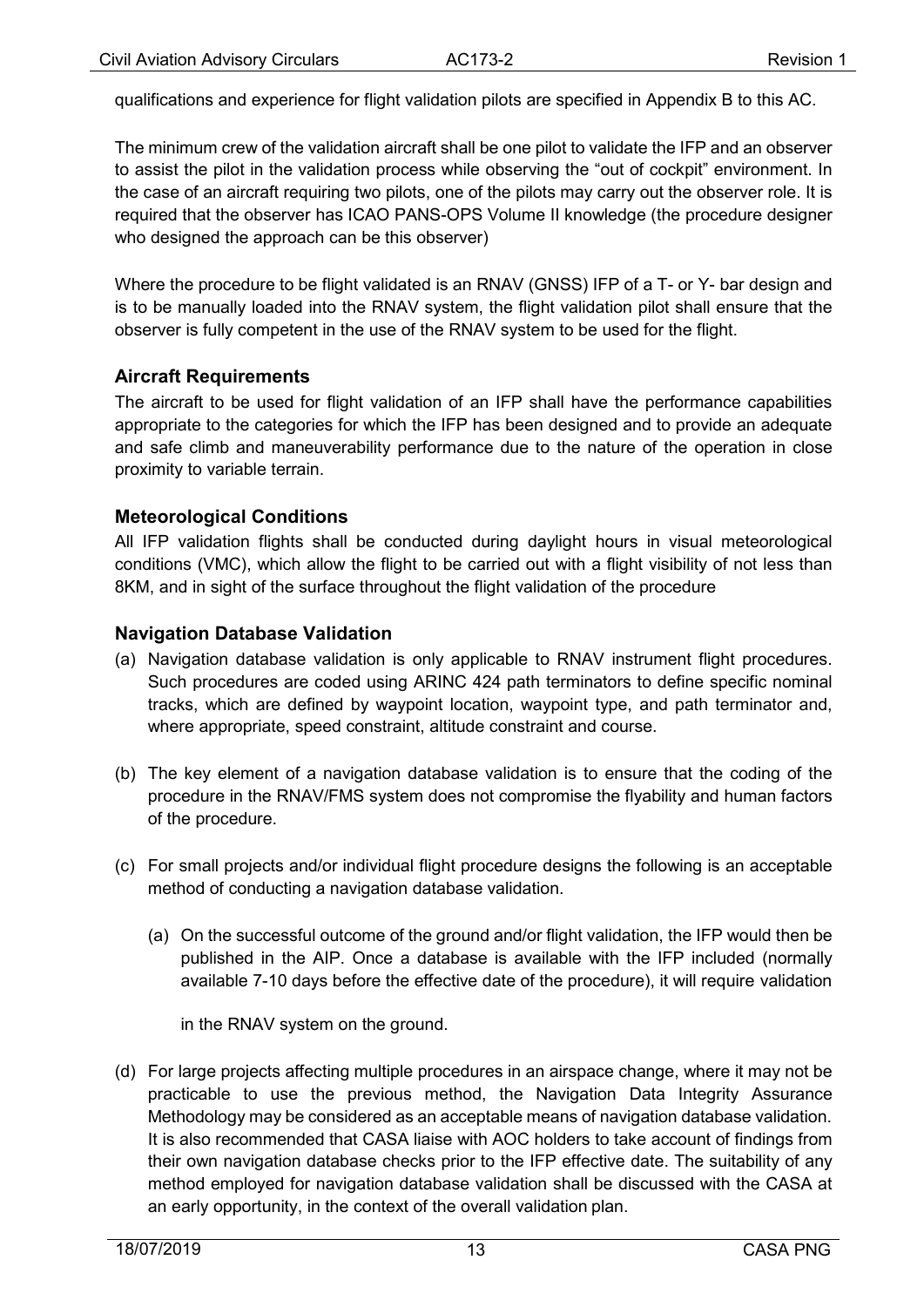qualifications and experience for flight validation pilots are specified in Appendix B to this AC.

The minimum crew of the validation aircraft shall be one pilot to validate the IFP and an observer to assist the pilot in the validation process while observing the "out of cockpit" environment. In the case of an aircraft requiring two pilots, one of the pilots may carry out the observer role. It is required that the observer has ICAO PANS-OPS Volume II knowledge (the procedure designer who designed the approach can be this observer)

Where the procedure to be flight validated is an RNAV (GNSS) IFP of a T- or Y- bar design and is to be manually loaded into the RNAV system, the flight validation pilot shall ensure that the observer is fully competent in the use of the RNAV system to be used for the flight.

### Aircraft Requirements

The aircraft to be used for flight validation of an IFP shall have the performance capabilities appropriate to the categories for which the IFP has been designed and to provide an adequate and safe climb and maneuverability performance due to the nature of the operation in close proximity to variable terrain.

### Meteorological Conditions

All IFP validation flights shall be conducted during daylight hours in visual meteorological conditions (VMC), which allow the flight to be carried out with a flight visibility of not less than 8KM, and in sight of the surface throughout the flight validation of the procedure

### Navigation Database Validation

(a) Navigation database validation is only applicable to RNAV instrument flight procedures. Such procedures are coded using ARINC 424 path terminators to define specific nominal tracks, which are defined by waypoint location, waypoint type, and path terminator and, where appropriate, speed constraint, altitude constraint and course.

(b) The key element of a navigation database validation is to ensure that the coding of the procedure in the RNAV/FMS system does not compromise the flyability and human factors of the procedure.

(c) For small projects and/or individual flight procedure designs the following is an acceptable method of conducting a navigation database validation.

    (a) On the successful outcome of the ground and/or flight validation, the IFP would then be published in the AIP. Once a database is available with the IFP included (normally available 7-10 days before the effective date of the procedure), it will require validation

    in the RNAV system on the ground.

(d) For large projects affecting multiple procedures in an airspace change, where it may not be practicable to use the previous method, the Navigation Data Integrity Assurance Methodology may be considered as an acceptable means of navigation database validation. It is also recommended that CASA liaise with AOC holders to take account of findings from their own navigation database checks prior to the IFP effective date. The suitability of any method employed for navigation database validation shall be discussed with the CASA at an early opportunity, in the context of the overall validation plan.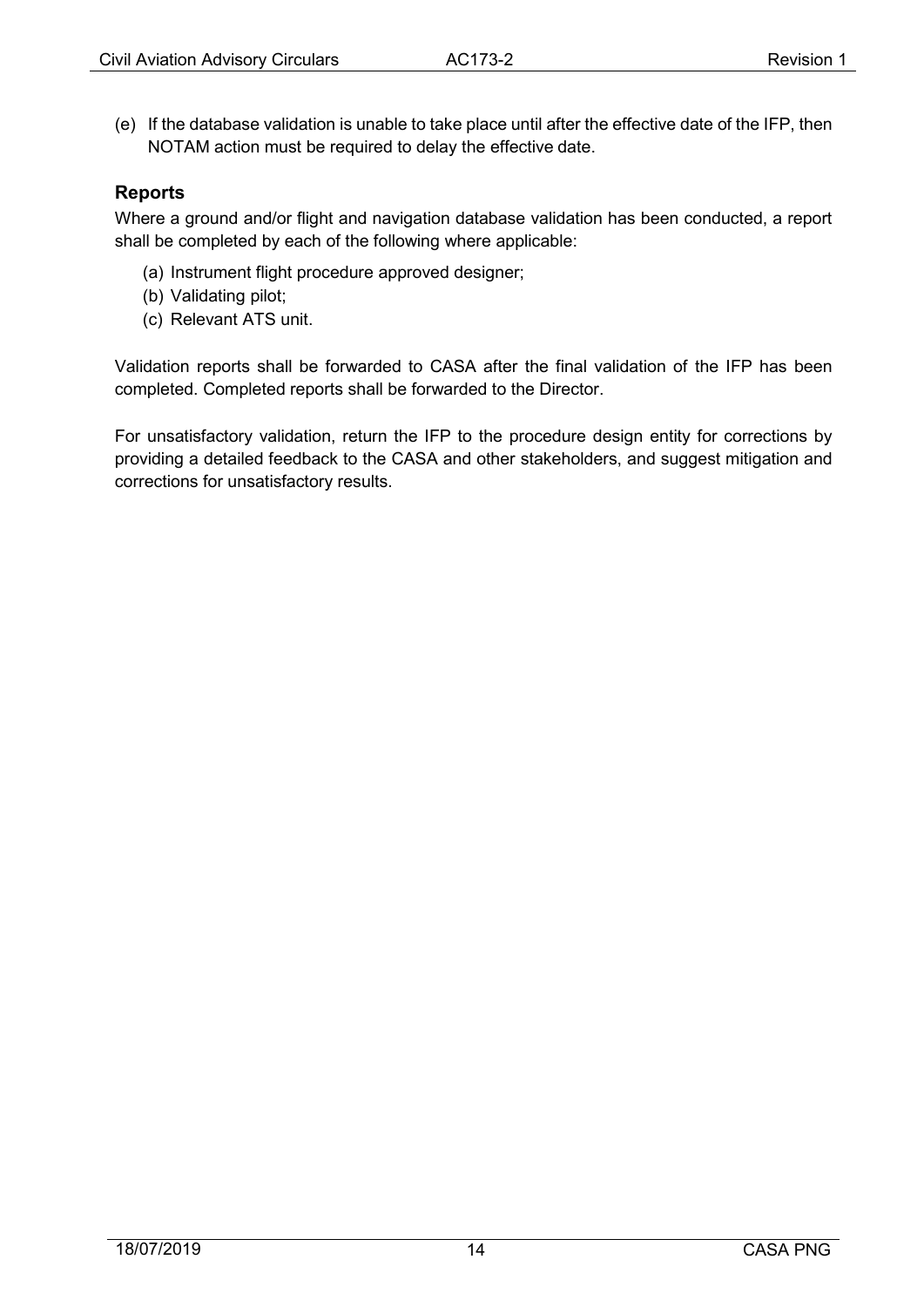(e) If the database validation is unable to take place until after the effective date of the IFP, then NOTAM action must be required to delay the effective date.

### Reports

Where a ground and/or flight and navigation database validation has been conducted, a report shall be completed by each of the following where applicable:

(a) Instrument flight procedure approved designer;
(b) Validating pilot;
(c) Relevant ATS unit.

Validation reports shall be forwarded to CASA after the final validation of the IFP has been completed. Completed reports shall be forwarded to the Director.

For unsatisfactory validation, return the IFP to the procedure design entity for corrections by providing a detailed feedback to the CASA and other stakeholders, and suggest mitigation and corrections for unsatisfactory results.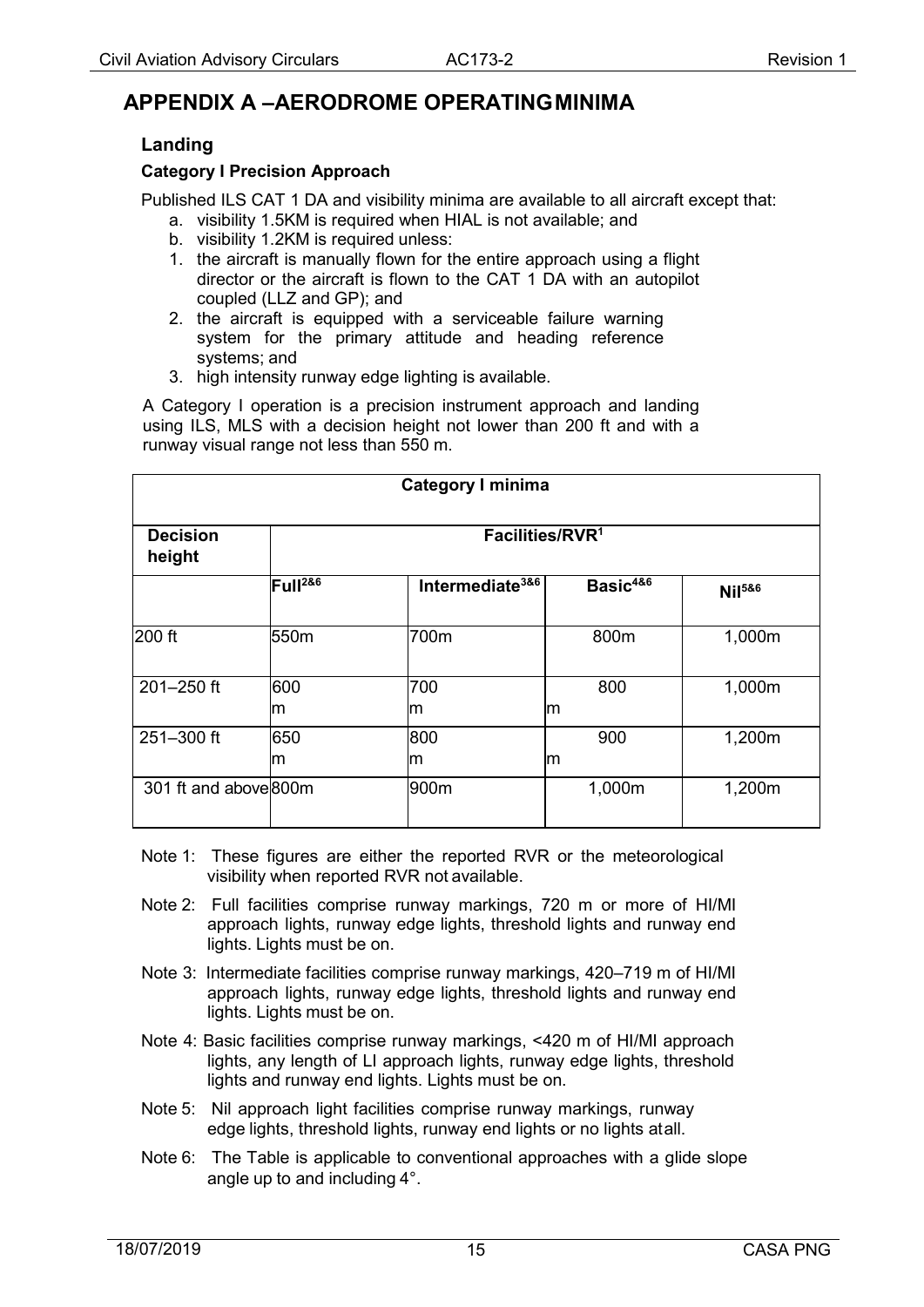# APPENDIX A –AERODROME OPERATINGMINIMA

## Landing

### Category I Precision Approach

Published ILS CAT 1 DA and visibility minima are available to all aircraft except that:

a. visibility 1.5KM is required when HIAL is not available; and
b. visibility 1.2KM is required unless:

1. the aircraft is manually flown for the entire approach using a flight director or the aircraft is flown to the CAT 1 DA with an autopilot coupled (LLZ and GP); and
2. the aircraft is equipped with a serviceable failure warning system for the primary attitude and heading reference systems; and
3. high intensity runway edge lighting is available.

A Category I operation is a precision instrument approach and landing using ILS, MLS with a decision height not lower than 200 ft and with a runway visual range not less than 550 m.

| Category I minima | | | | |
|---|---|---|---|---|
| **Decision height** | **Facilities/RVR[1]** | | | |
| | **Full[2&6]** | **Intermediate[3&6]** | **Basic[4&6]** | **Nil[5&6]** |
| 200 ft | 550m | 700m | 800m | 1,000m |
| 201–250 ft | 600 m | 700 m | 800 m | 1,000m |
| 251–300 ft | 650 m | 800 m | 900 m | 1,200m |
| 301 ft and above | 800m | 900m | 1,000m | 1,200m |

Note 1: These figures are either the reported RVR or the meteorological visibility when reported RVR not available.

Note 2: Full facilities comprise runway markings, 720 m or more of HI/MI approach lights, runway edge lights, threshold lights and runway end lights. Lights must be on.

Note 3: Intermediate facilities comprise runway markings, 420–719 m of HI/MI approach lights, runway edge lights, threshold lights and runway end lights. Lights must be on.

Note 4: Basic facilities comprise runway markings, <420 m of HI/MI approach lights, any length of LI approach lights, runway edge lights, threshold lights and runway end lights. Lights must be on.

Note 5: Nil approach light facilities comprise runway markings, runway edge lights, threshold lights, runway end lights or no lights atall.

Note 6: The Table is applicable to conventional approaches with a glide slope angle up to and including 4°.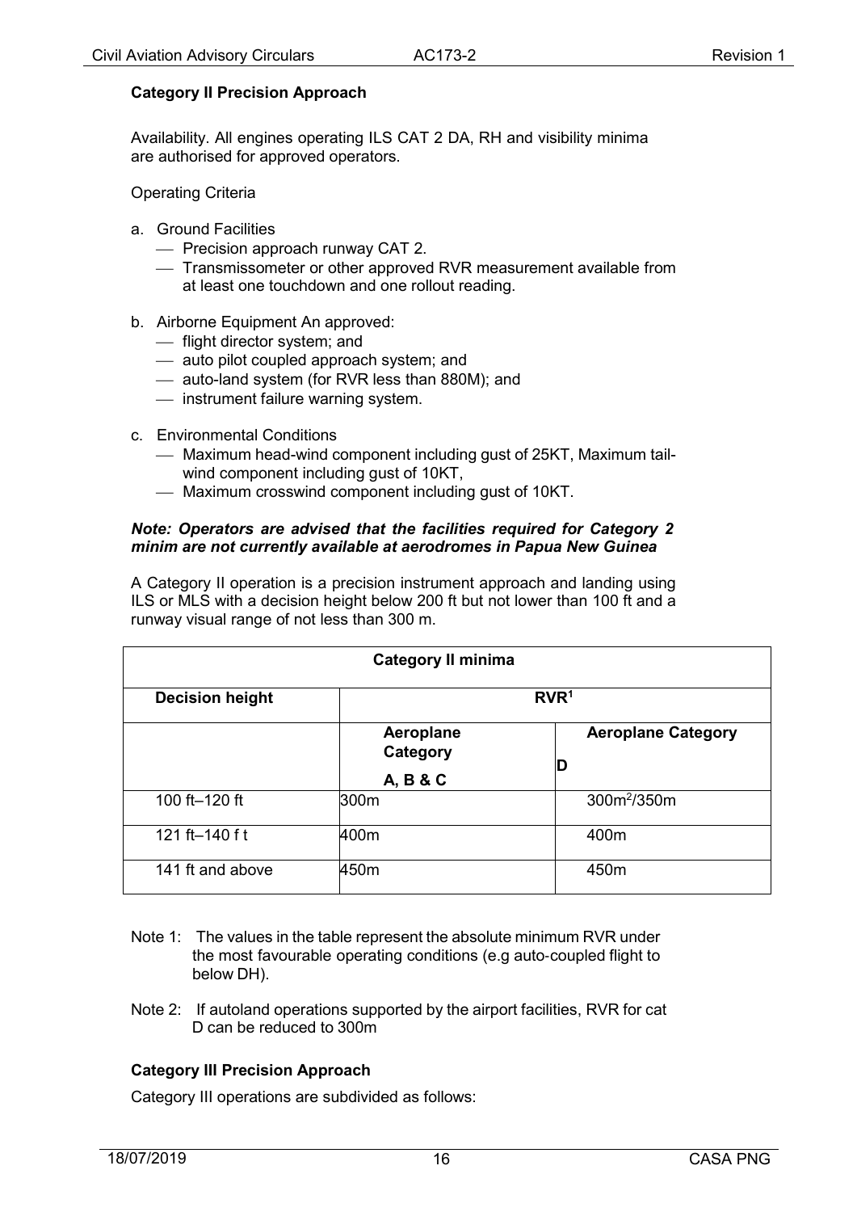### Category II Precision Approach

Availability. All engines operating ILS CAT 2 DA, RH and visibility minima are authorised for approved operators.

Operating Criteria

a. Ground Facilities
   - Precision approach runway CAT 2.
   - Transmissometer or other approved RVR measurement available from at least one touchdown and one rollout reading.

b. Airborne Equipment An approved:
   - flight director system; and
   - auto pilot coupled approach system; and
   - auto-land system (for RVR less than 880M); and
   - instrument failure warning system.

c. Environmental Conditions
   - Maximum head-wind component including gust of 25KT, Maximum tail-wind component including gust of 10KT,
   - Maximum crosswind component including gust of 10KT.

***Note: Operators are advised that the facilities required for Category 2 minim are not currently available at aerodromes in Papua New Guinea***

A Category II operation is a precision instrument approach and landing using ILS or MLS with a decision height below 200 ft but not lower than 100 ft and a runway visual range of not less than 300 m.

| **Category II minima** | | |
|---|---|---|
| **Decision height** | **RVR[1]** | |
| | **Aeroplane Category A, B & C** | **Aeroplane Category D** |
| 100 ft–120 ft | 300m | 300m[2]/350m |
| 121 ft–140 f t | 400m | 400m |
| 141 ft and above | 450m | 450m |

Note 1: The values in the table represent the absolute minimum RVR under the most favourable operating conditions (e.g auto-coupled flight to below DH).

Note 2: If autoland operations supported by the airport facilities, RVR for cat D can be reduced to 300m

### Category III Precision Approach

Category III operations are subdivided as follows: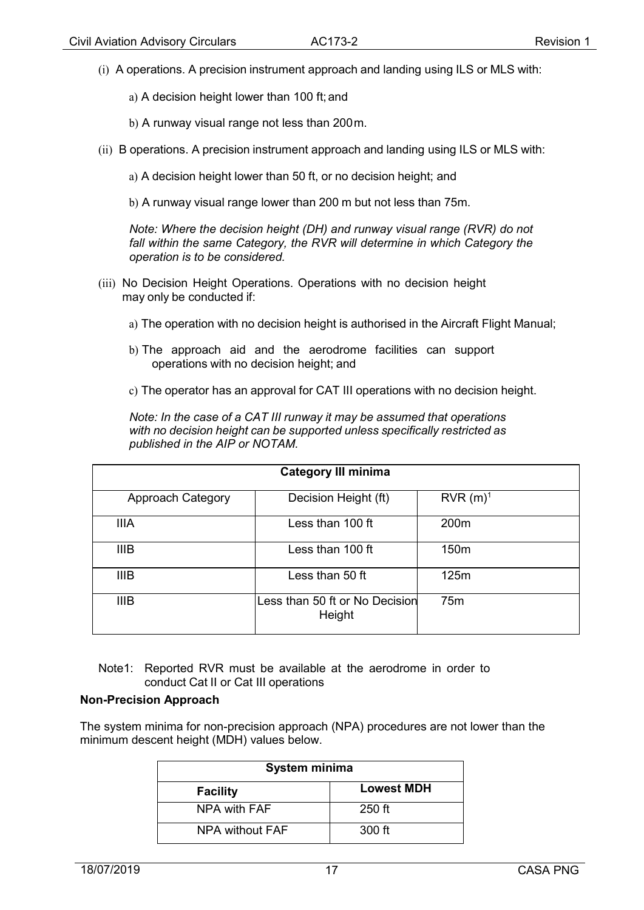(i) A operations. A precision instrument approach and landing using ILS or MLS with:

a) A decision height lower than 100 ft; and

b) A runway visual range not less than 200 m.

(ii) B operations. A precision instrument approach and landing using ILS or MLS with:

a) A decision height lower than 50 ft, or no decision height; and

b) A runway visual range lower than 200 m but not less than 75m.

*Note: Where the decision height (DH) and runway visual range (RVR) do not fall within the same Category, the RVR will determine in which Category the operation is to be considered.*

(iii) No Decision Height Operations. Operations with no decision height may only be conducted if:

a) The operation with no decision height is authorised in the Aircraft Flight Manual;

b) The approach aid and the aerodrome facilities can support operations with no decision height; and

c) The operator has an approval for CAT III operations with no decision height.

*Note: In the case of a CAT III runway it may be assumed that operations with no decision height can be supported unless specifically restricted as published in the AIP or NOTAM.*

| Category III minima | | |
|---|---|---|
| Approach Category | Decision Height (ft) | RVR (m)[1] |
| IIIA | Less than 100 ft | 200m |
| IIIB | Less than 100 ft | 150m |
| IIIB | Less than 50 ft | 125m |
| IIIB | Less than 50 ft or No Decision Height | 75m |

Note1: Reported RVR must be available at the aerodrome in order to conduct Cat II or Cat III operations

**Non-Precision Approach**

The system minima for non-precision approach (NPA) procedures are not lower than the minimum descent height (MDH) values below.

| System minima | |
|---|---|
| **Facility** | **Lowest MDH** |
| NPA with FAF | 250 ft |
| NPA without FAF | 300 ft |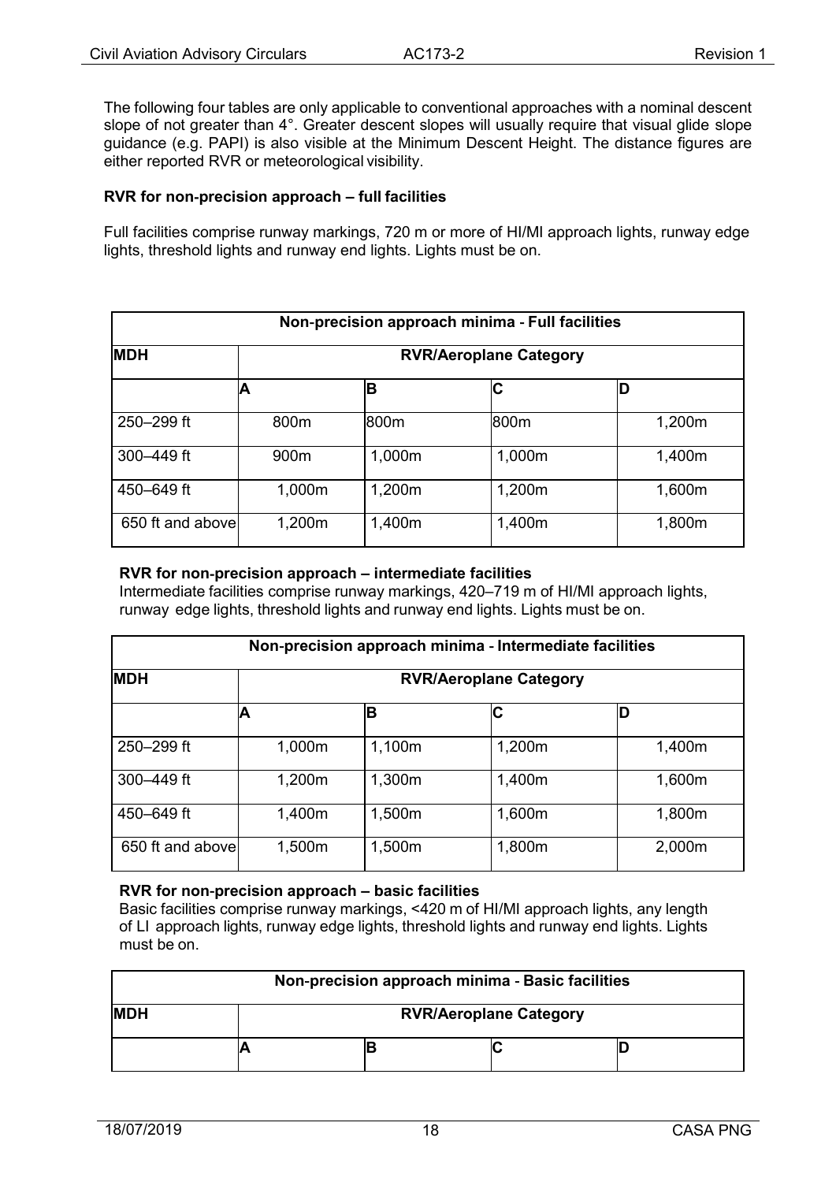The following four tables are only applicable to conventional approaches with a nominal descent slope of not greater than 4°. Greater descent slopes will usually require that visual glide slope guidance (e.g. PAPI) is also visible at the Minimum Descent Height. The distance figures are either reported RVR or meteorological visibility.

**RVR for non-precision approach – full facilities**

Full facilities comprise runway markings, 720 m or more of HI/MI approach lights, runway edge lights, threshold lights and runway end lights. Lights must be on.

| Non-precision approach minima - Full facilities | | | | |
|---|---|---|---|---|
| **MDH** | **RVR/Aeroplane Category** | | | |
| | **A** | **B** | **C** | **D** |
| 250–299 ft | 800m | 800m | 800m | 1,200m |
| 300–449 ft | 900m | 1,000m | 1,000m | 1,400m |
| 450–649 ft | 1,000m | 1,200m | 1,200m | 1,600m |
| 650 ft and above | 1,200m | 1,400m | 1,400m | 1,800m |

**RVR for non-precision approach – intermediate facilities**

Intermediate facilities comprise runway markings, 420–719 m of HI/MI approach lights, runway edge lights, threshold lights and runway end lights. Lights must be on.

| Non-precision approach minima - Intermediate facilities | | | | |
|---|---|---|---|---|
| **MDH** | **RVR/Aeroplane Category** | | | |
| | **A** | **B** | **C** | **D** |
| 250–299 ft | 1,000m | 1,100m | 1,200m | 1,400m |
| 300–449 ft | 1,200m | 1,300m | 1,400m | 1,600m |
| 450–649 ft | 1,400m | 1,500m | 1,600m | 1,800m |
| 650 ft and above | 1,500m | 1,500m | 1,800m | 2,000m |

**RVR for non-precision approach – basic facilities**

Basic facilities comprise runway markings, <420 m of HI/MI approach lights, any length of LI approach lights, runway edge lights, threshold lights and runway end lights. Lights must be on.

| Non-precision approach minima - Basic facilities | | | | |
|---|---|---|---|---|
| **MDH** | **RVR/Aeroplane Category** | | | |
| | **A** | **B** | **C** | **D** |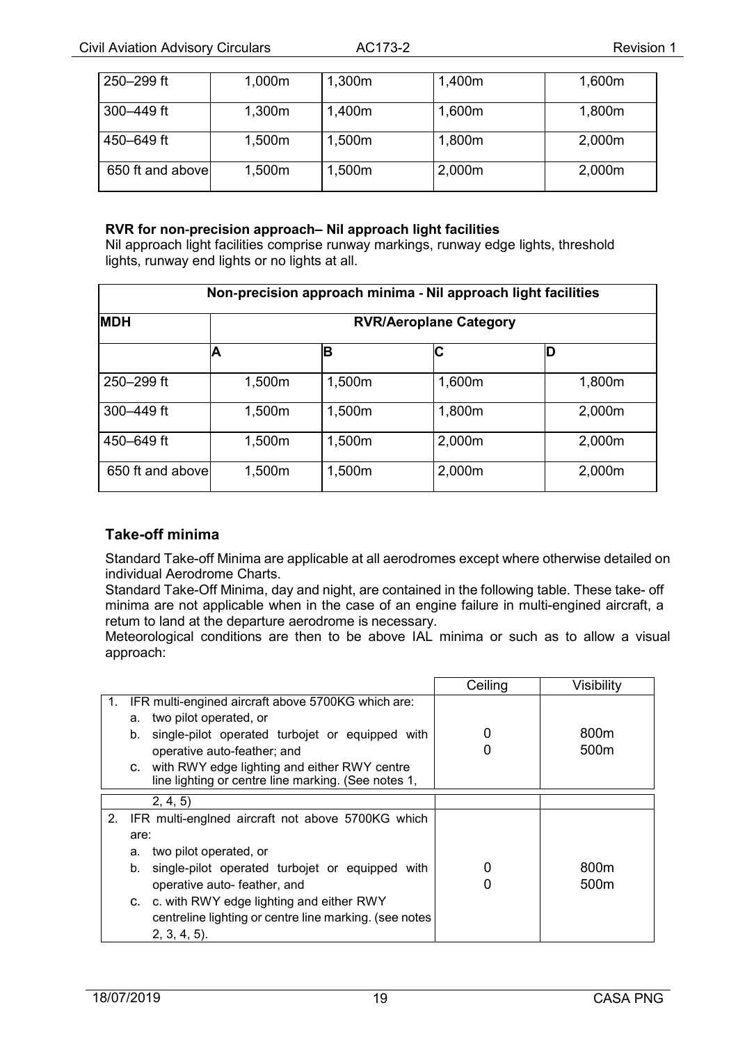| 250–299 ft | 1,000m | 1,300m | 1,400m | 1,600m |
|---|---|---|---|---|
| 300–449 ft | 1,300m | 1,400m | 1,600m | 1,800m |
| 450–649 ft | 1,500m | 1,500m | 1,800m | 2,000m |
| 650 ft and above | 1,500m | 1,500m | 2,000m | 2,000m |

**RVR for non-precision approach– Nil approach light facilities**

Nil approach light facilities comprise runway markings, runway edge lights, threshold lights, runway end lights or no lights at all.

| Non-precision approach minima - Nil approach light facilities | | | | |
|---|---|---|---|---|
| **MDH** | **RVR/Aeroplane Category** | | | |
| | **A** | **B** | **C** | **D** |
| 250–299 ft | 1,500m | 1,500m | 1,600m | 1,800m |
| 300–449 ft | 1,500m | 1,500m | 1,800m | 2,000m |
| 450–649 ft | 1,500m | 1,500m | 2,000m | 2,000m |
| 650 ft and above | 1,500m | 1,500m | 2,000m | 2,000m |

## Take-off minima

Standard Take-off Minima are applicable at all aerodromes except where otherwise detailed on individual Aerodrome Charts.

Standard Take-Off Minima, day and night, are contained in the following table. These take- off minima are not applicable when in the case of an engine failure in multi-engined aircraft, a retum to land at the departure aerodrome is necessary.

Meteorological conditions are then to be above IAL minima or such as to allow a visual approach:

| | Ceiling | Visibility |
|---|---|---|
| 1. IFR multi-engined aircraft above 5700KG which are:<br>a. two pilot operated, or<br>b. single-pilot operated turbojet or equipped with operative auto-feather; and<br>c. with RWY edge lighting and either RWY centre line lighting or centre line marking. (See notes 1, 2, 4, 5) | 0<br>0 | 800m<br>500m |
| 2. IFR multi-englned aircraft not above 5700KG which are:<br>a. two pilot operated, or<br>b. single-pilot operated turbojet or equipped with operative auto- feather, and<br>c. c. with RWY edge lighting and either RWY centreline lighting or centre line marking. (see notes 2, 3, 4, 5). | 0<br>0 | 800m<br>500m |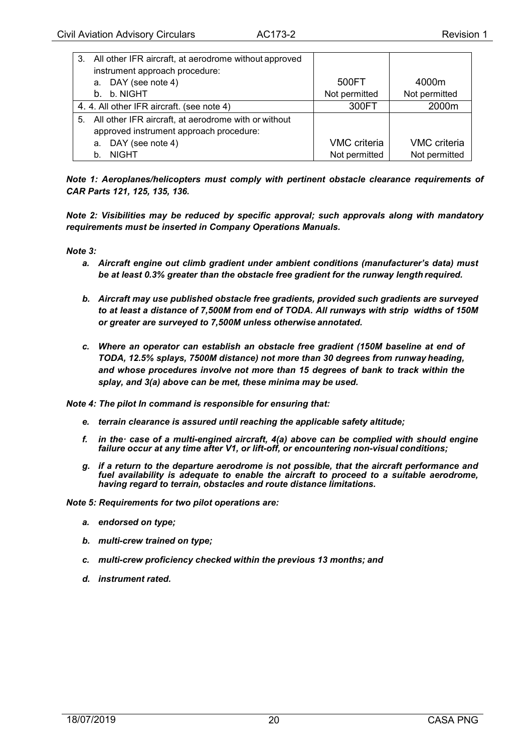| | | |
|---|---|---|
| 3. All other IFR aircraft, at aerodrome without approved instrument approach procedure: | | |
| a. DAY (see note 4) | 500FT | 4000m |
| b. b. NIGHT | Not permitted | Not permitted |
| 4. 4. All other IFR aircraft. (see note 4) | 300FT | 2000m |
| 5. All other IFR aircraft, at aerodrome with or without approved instrument approach procedure: | | |
| a. DAY (see note 4) | VMC criteria | VMC criteria |
| b. NIGHT | Not permitted | Not permitted |

***Note 1: Aeroplanes/helicopters must comply with pertinent obstacle clearance requirements of CAR Parts 121, 125, 135, 136.***

***Note 2: Visibilities may be reduced by specific approval; such approvals along with mandatory requirements must be inserted in Company Operations Manuals.***

***Note 3:***

- ***a. Aircraft engine out climb gradient under ambient conditions (manufacturer's data) must be at least 0.3% greater than the obstacle free gradient for the runway length required.***
- ***b. Aircraft may use published obstacle free gradients, provided such gradients are surveyed to at least a distance of 7,500M from end of TODA. All runways with strip widths of 150M or greater are surveyed to 7,500M unless otherwise annotated.***
- ***c. Where an operator can establish an obstacle free gradient (150M baseline at end of TODA, 12.5% splays, 7500M distance) not more than 30 degrees from runway heading, and whose procedures involve not more than 15 degrees of bank to track within the splay, and 3(a) above can be met, these minima may be used.***

***Note 4: The pilot In command is responsible for ensuring that:***

- ***e. terrain clearance is assured until reaching the applicable safety altitude;***
- ***f. in the· case of a multi-engined aircraft, 4(a) above can be complied with should engine failure occur at any time after V1, or lift-off, or encountering non-visual conditions;***
- ***g. if a return to the departure aerodrome is not possible, that the aircraft performance and fuel availability is adequate to enable the aircraft to proceed to a suitable aerodrome, having regard to terrain, obstacles and route distance limitations.***

***Note 5: Requirements for two pilot operations are:***

- ***a. endorsed on type;***
- ***b. multi-crew trained on type;***
- ***c. multi-crew proficiency checked within the previous 13 months; and***
- ***d. instrument rated.***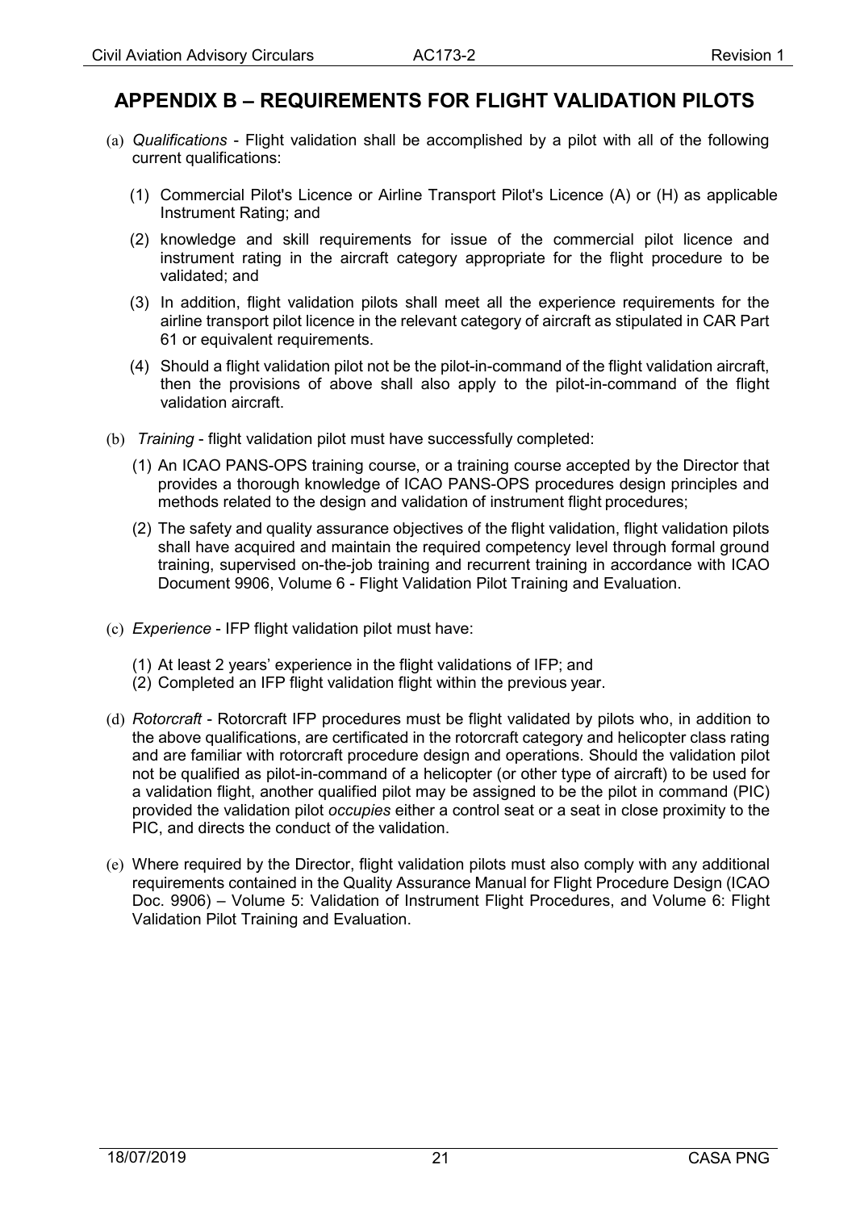## APPENDIX B – REQUIREMENTS FOR FLIGHT VALIDATION PILOTS

(a) *Qualifications* - Flight validation shall be accomplished by a pilot with all of the following current qualifications:

   (1) Commercial Pilot's Licence or Airline Transport Pilot's Licence (A) or (H) as applicable Instrument Rating; and

   (2) knowledge and skill requirements for issue of the commercial pilot licence and instrument rating in the aircraft category appropriate for the flight procedure to be validated; and

   (3) In addition, flight validation pilots shall meet all the experience requirements for the airline transport pilot licence in the relevant category of aircraft as stipulated in CAR Part 61 or equivalent requirements.

   (4) Should a flight validation pilot not be the pilot-in-command of the flight validation aircraft, then the provisions of above shall also apply to the pilot-in-command of the flight validation aircraft.

(b) *Training* - flight validation pilot must have successfully completed:

   (1) An ICAO PANS-OPS training course, or a training course accepted by the Director that provides a thorough knowledge of ICAO PANS-OPS procedures design principles and methods related to the design and validation of instrument flight procedures;

   (2) The safety and quality assurance objectives of the flight validation, flight validation pilots shall have acquired and maintain the required competency level through formal ground training, supervised on-the-job training and recurrent training in accordance with ICAO Document 9906, Volume 6 - Flight Validation Pilot Training and Evaluation.

(c) *Experience* - IFP flight validation pilot must have:

   (1) At least 2 years' experience in the flight validations of IFP; and
   (2) Completed an IFP flight validation flight within the previous year.

(d) *Rotorcraft* - Rotorcraft IFP procedures must be flight validated by pilots who, in addition to the above qualifications, are certificated in the rotorcraft category and helicopter class rating and are familiar with rotorcraft procedure design and operations. Should the validation pilot not be qualified as pilot-in-command of a helicopter (or other type of aircraft) to be used for a validation flight, another qualified pilot may be assigned to be the pilot in command (PIC) provided the validation pilot *occupies* either a control seat or a seat in close proximity to the PIC, and directs the conduct of the validation.

(e) Where required by the Director, flight validation pilots must also comply with any additional requirements contained in the Quality Assurance Manual for Flight Procedure Design (ICAO Doc. 9906) – Volume 5: Validation of Instrument Flight Procedures, and Volume 6: Flight Validation Pilot Training and Evaluation.